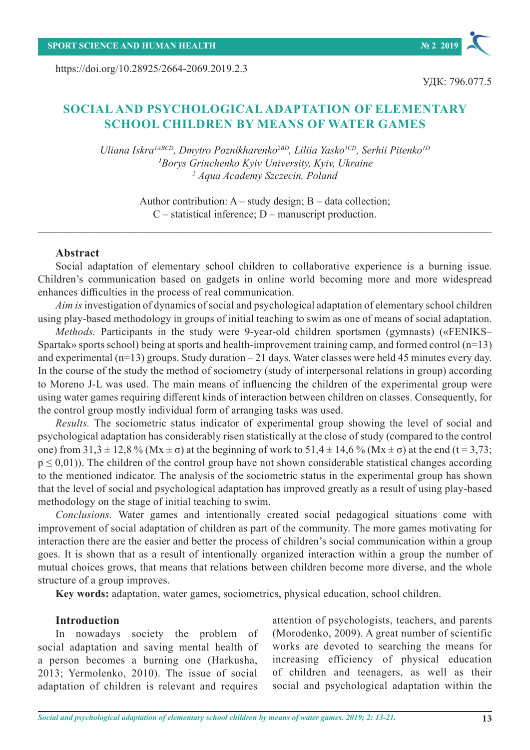https://doi.org/10.28925/2664-2069.2019.2.3

УДК: 796.077.5

# SOCIAL AND PSYCHOLOGICAL ADAPTATION OF ELEMENTARY SCHOOL CHILDREN BY MEANS OF WATER GAMES

*Uliana Iskra[1ABCD], Dmytro Poznikharenko[2BD], Liliia Yasko[1CD], Serhii Pitenko[1D]*
*[1]Borys Grinchenko Kyiv University, Kyiv, Ukraine*
*[2] Aqua Academy Szczecin, Poland*

Author contribution: A – study design; B – data collection; C – statistical inference; D – manuscript production.

## Abstract

Social adaptation of elementary school children to collaborative experience is a burning issue. Children's communication based on gadgets in online world becoming more and more widespread enhances difficulties in the process of real communication.

*Aim is* investigation of dynamics of social and psychological adaptation of elementary school children using play-based methodology in groups of initial teaching to swim as one of means of social adaptation.

*Methods.* Participants in the study were 9-year-old children sportsmen (gymnasts) («FENIKS–Spartak» sports school) being at sports and health-improvement training camp, and formed control (n=13) and experimental (n=13) groups. Study duration – 21 days. Water classes were held 45 minutes every day. In the course of the study the method of sociometry (study of interpersonal relations in group) according to Moreno J-L was used. The main means of influencing the children of the experimental group were using water games requiring different kinds of interaction between children on classes. Consequently, for the control group mostly individual form of arranging tasks was used.

*Results.* The sociometric status indicator of experimental group showing the level of social and psychological adaptation has considerably risen statistically at the close of study (compared to the control one) from 31,3 ± 12,8 % (Mx ± σ) at the beginning of work to 51,4 ± 14,6 % (Mx ± σ) at the end (t = 3,73; $p \leq 0{,}01$)). The children of the control group have not shown considerable statistical changes according to the mentioned indicator. The analysis of the sociometric status in the experimental group has shown that the level of social and psychological adaptation has improved greatly as a result of using play-based methodology on the stage of initial teaching to swim.

*Conclusions.* Water games and intentionally created social pedagogical situations come with improvement of social adaptation of children as part of the community. The more games motivating for interaction there are the easier and better the process of children's social communication within a group goes. It is shown that as a result of intentionally organized interaction within a group the number of mutual choices grows, that means that relations between children become more diverse, and the whole structure of a group improves.

**Key words:** adaptation, water games, sociometrics, physical education, school children.

## Introduction

In nowadays society the problem of social adaptation and saving mental health of a person becomes a burning one (Harkusha, 2013; Yermolenko, 2010). The issue of social adaptation of children is relevant and requires attention of psychologists, teachers, and parents (Morodenko, 2009). A great number of scientific works are devoted to searching the means for increasing efficiency of physical education of children and teenagers, as well as their social and psychological adaptation within the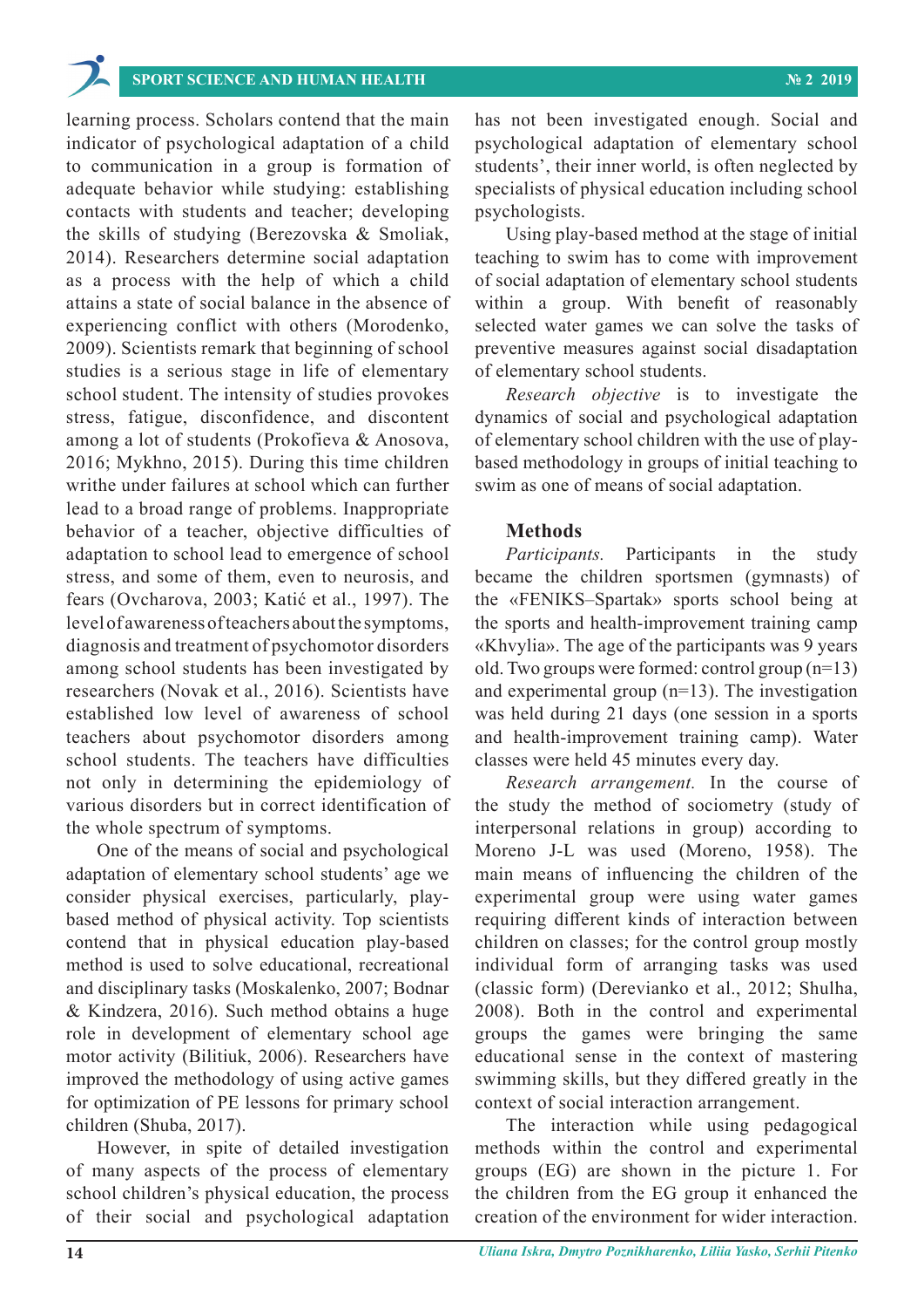learning process. Scholars contend that the main indicator of psychological adaptation of a child to communication in a group is formation of adequate behavior while studying: establishing contacts with students and teacher; developing the skills of studying (Berezovska & Smoliak, 2014). Researchers determine social adaptation as a process with the help of which a child attains a state of social balance in the absence of experiencing conflict with others (Morodenko, 2009). Scientists remark that beginning of school studies is a serious stage in life of elementary school student. The intensity of studies provokes stress, fatigue, disconfidence, and discontent among a lot of students (Prokofieva & Anosova, 2016; Mykhno, 2015). During this time children writhe under failures at school which can further lead to a broad range of problems. Inappropriate behavior of a teacher, objective difficulties of adaptation to school lead to emergence of school stress, and some of them, even to neurosis, and fears (Ovcharova, 2003; Katić et al., 1997). The level of awareness of teachers about the symptoms, diagnosis and treatment of psychomotor disorders among school students has been investigated by researchers (Novak et al., 2016). Scientists have established low level of awareness of school teachers about psychomotor disorders among school students. The teachers have difficulties not only in determining the epidemiology of various disorders but in correct identification of the whole spectrum of symptoms.

One of the means of social and psychological adaptation of elementary school students' age we consider physical exercises, particularly, play-based method of physical activity. Top scientists contend that in physical education play-based method is used to solve educational, recreational and disciplinary tasks (Moskalenko, 2007; Bodnar & Kindzera, 2016). Such method obtains a huge role in development of elementary school age motor activity (Bilitiuk, 2006). Researchers have improved the methodology of using active games for optimization of PE lessons for primary school children (Shuba, 2017).

However, in spite of detailed investigation of many aspects of the process of elementary school children's physical education, the process of their social and psychological adaptation has not been investigated enough. Social and psychological adaptation of elementary school students', their inner world, is often neglected by specialists of physical education including school psychologists.

Using play-based method at the stage of initial teaching to swim has to come with improvement of social adaptation of elementary school students within a group. With benefit of reasonably selected water games we can solve the tasks of preventive measures against social disadaptation of elementary school students.

*Research objective* is to investigate the dynamics of social and psychological adaptation of elementary school children with the use of play-based methodology in groups of initial teaching to swim as one of means of social adaptation.

## Methods

*Participants.* Participants in the study became the children sportsmen (gymnasts) of the «FENIKS–Spartak» sports school being at the sports and health-improvement training camp «Khvylia». The age of the participants was 9 years old. Two groups were formed: control group (n=13) and experimental group (n=13). The investigation was held during 21 days (one session in a sports and health-improvement training camp). Water classes were held 45 minutes every day.

*Research arrangement.* In the course of the study the method of sociometry (study of interpersonal relations in group) according to Moreno J-L was used (Moreno, 1958). The main means of influencing the children of the experimental group were using water games requiring different kinds of interaction between children on classes; for the control group mostly individual form of arranging tasks was used (classic form) (Derevianko et al., 2012; Shulha, 2008). Both in the control and experimental groups the games were bringing the same educational sense in the context of mastering swimming skills, but they differed greatly in the context of social interaction arrangement.

The interaction while using pedagogical methods within the control and experimental groups (EG) are shown in the picture 1. For the children from the EG group it enhanced the creation of the environment for wider interaction.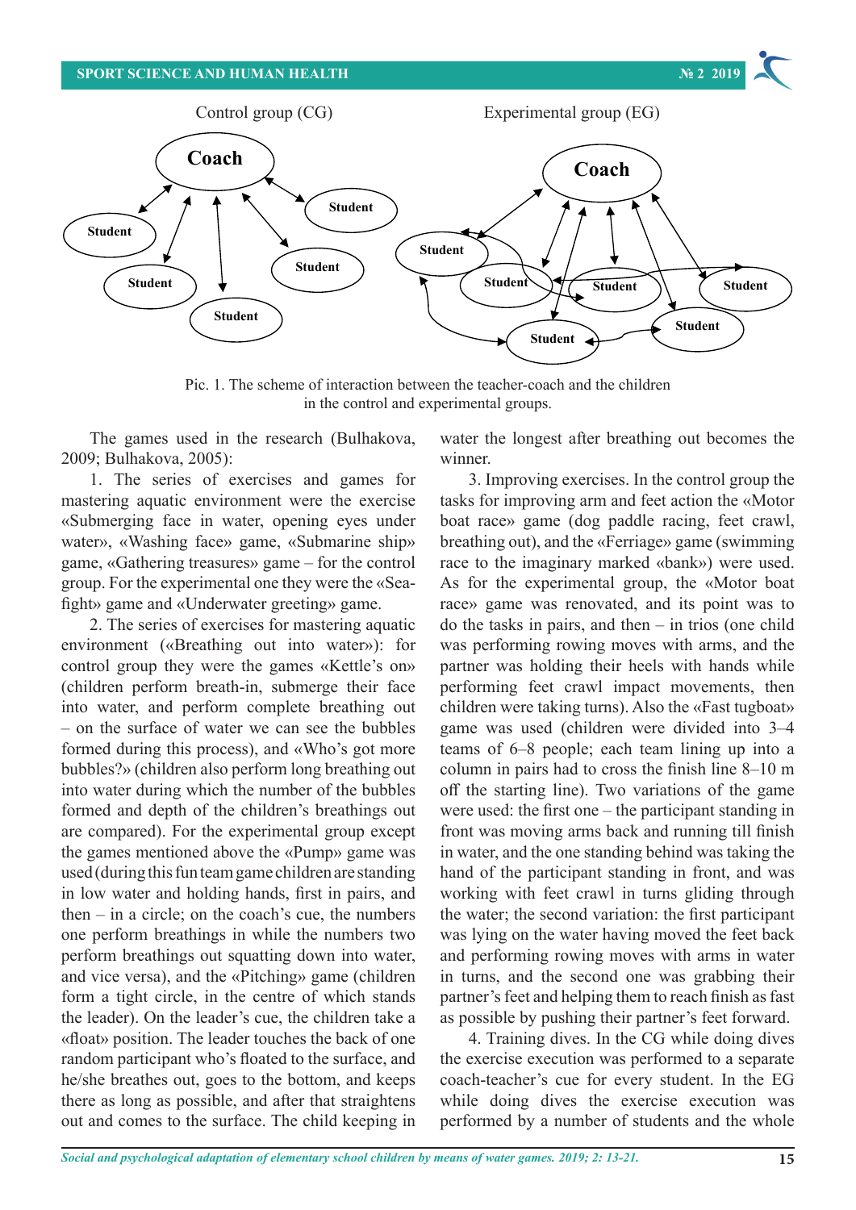Control group (CG) Experimental group (EG)

Pic. 1. The scheme of interaction between the teacher-coach and the children in the control and experimental groups.

The games used in the research (Bulhakova, 2009; Bulhakova, 2005):

1. The series of exercises and games for mastering aquatic environment were the exercise «Submerging face in water, opening eyes under water», «Washing face» game, «Submarine ship» game, «Gathering treasures» game – for the control group. For the experimental one they were the «Sea-fight» game and «Underwater greeting» game.

2. The series of exercises for mastering aquatic environment («Breathing out into water»): for control group they were the games «Kettle's on» (children perform breath-in, submerge their face into water, and perform complete breathing out – on the surface of water we can see the bubbles formed during this process), and «Who's got more bubbles?» (children also perform long breathing out into water during which the number of the bubbles formed and depth of the children's breathings out are compared). For the experimental group except the games mentioned above the «Pump» game was used (during this fun team game children are standing in low water and holding hands, first in pairs, and then – in a circle; on the coach's cue, the numbers one perform breathings in while the numbers two perform breathings out squatting down into water, and vice versa), and the «Pitching» game (children form a tight circle, in the centre of which stands the leader). On the leader's cue, the children take a «float» position. The leader touches the back of one random participant who's floated to the surface, and he/she breathes out, goes to the bottom, and keeps there as long as possible, and after that straightens out and comes to the surface. The child keeping in water the longest after breathing out becomes the winner.

3. Improving exercises. In the control group the tasks for improving arm and feet action the «Motor boat race» game (dog paddle racing, feet crawl, breathing out), and the «Ferriage» game (swimming race to the imaginary marked «bank») were used. As for the experimental group, the «Motor boat race» game was renovated, and its point was to do the tasks in pairs, and then – in trios (one child was performing rowing moves with arms, and the partner was holding their heels with hands while performing feet crawl impact movements, then children were taking turns). Also the «Fast tugboat» game was used (children were divided into 3–4 teams of 6–8 people; each team lining up into a column in pairs had to cross the finish line 8–10 m off the starting line). Two variations of the game were used: the first one – the participant standing in front was moving arms back and running till finish in water, and the one standing behind was taking the hand of the participant standing in front, and was working with feet crawl in turns gliding through the water; the second variation: the first participant was lying on the water having moved the feet back and performing rowing moves with arms in water in turns, and the second one was grabbing their partner's feet and helping them to reach finish as fast as possible by pushing their partner's feet forward.

4. Training dives. In the CG while doing dives the exercise execution was performed to a separate coach-teacher's cue for every student. In the EG while doing dives the exercise execution was performed by a number of students and the whole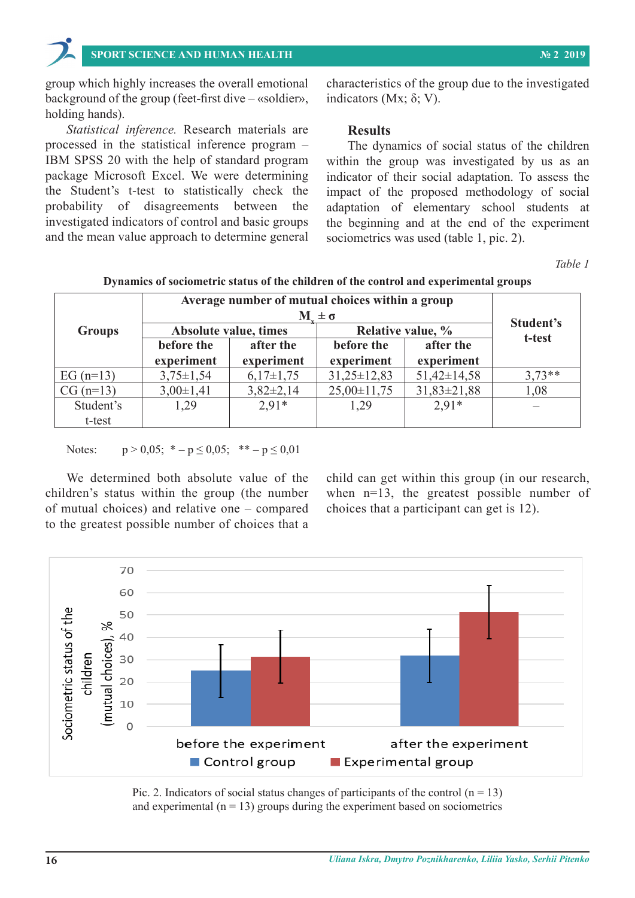group which highly increases the overall emotional background of the group (feet-first dive – «soldier», holding hands).

*Statistical inference.* Research materials are processed in the statistical inference program – IBM SPSS 20 with the help of standard program package Microsoft Excel. We were determining the Student's t-test to statistically check the probability of disagreements between the investigated indicators of control and basic groups and the mean value approach to determine general characteristics of the group due to the investigated indicators (Mx; δ; V).

## Results

The dynamics of social status of the children within the group was investigated by us as an indicator of their social adaptation. To assess the impact of the proposed methodology of social adaptation of elementary school students at the beginning and at the end of the experiment sociometrics was used (table 1, pic. 2).

*Table 1*

**Dynamics of sociometric status of the children of the control and experimental groups**

| Groups | Average number of mutual choices within a group $M_x \pm \sigma$ | | | | Student's t-test |
|---|---|---|---|---|---|
| | Absolute value, times | | Relative value, % | | |
| | before the experiment | after the experiment | before the experiment | after the experiment | |
| EG (n=13) | 3,75±1,54 | 6,17±1,75 | 31,25±12,83 | 51,42±14,58 | 3,73** |
| CG (n=13) | 3,00±1,41 | 3,82±2,14 | 25,00±11,75 | 31,83±21,88 | 1,08 |
| Student's t-test | 1,29 | 2,91* | 1,29 | 2,91* | – |

Notes: p > 0,05; * – p ≤ 0,05; ** – p ≤ 0,01

We determined both absolute value of the children's status within the group (the number of mutual choices) and relative one – compared to the greatest possible number of choices that a child can get within this group (in our research, when n=13, the greatest possible number of choices that a participant can get is 12).

Pic. 2. Indicators of social status changes of participants of the control (n = 13) and experimental (n = 13) groups during the experiment based on sociometrics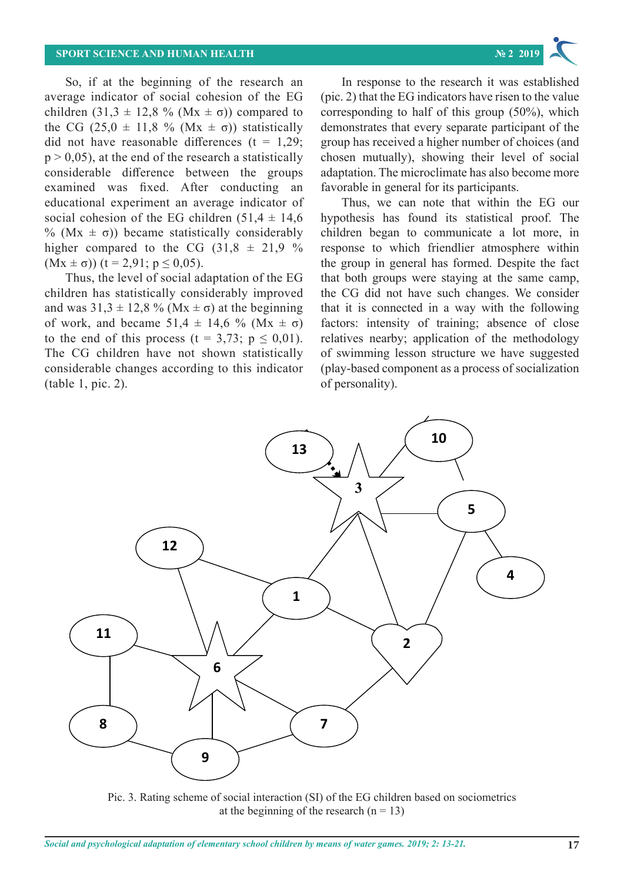So, if at the beginning of the research an average indicator of social cohesion of the EG children (31,3 ± 12,8 % (Mx ± σ)) compared to the CG (25,0 ± 11,8 % (Mx ± σ)) statistically did not have reasonable differences (t = 1,29; p > 0,05), at the end of the research a statistically considerable difference between the groups examined was fixed. After conducting an educational experiment an average indicator of social cohesion of the EG children (51,4 ± 14,6 % (Mx ± σ)) became statistically considerably higher compared to the CG (31,8 ± 21,9 % (Mx ± σ)) (t = 2,91; p ≤ 0,05).

Thus, the level of social adaptation of the EG children has statistically considerably improved and was 31,3 ± 12,8 % (Mx ± σ) at the beginning of work, and became 51,4 ± 14,6 % (Mx ± σ) to the end of this process (t = 3,73; p ≤ 0,01). The CG children have not shown statistically considerable changes according to this indicator (table 1, pic. 2).

In response to the research it was established (pic. 2) that the EG indicators have risen to the value corresponding to half of this group (50%), which demonstrates that every separate participant of the group has received a higher number of choices (and chosen mutually), showing their level of social adaptation. The microclimate has also become more favorable in general for its participants.

Thus, we can note that within the EG our hypothesis has found its statistical proof. The children began to communicate a lot more, in response to which friendlier atmosphere within the group in general has formed. Despite the fact that both groups were staying at the same camp, the CG did not have such changes. We consider that it is connected in a way with the following factors: intensity of training; absence of close relatives nearby; application of the methodology of swimming lesson structure we have suggested (play-based component as a process of socialization of personality).

Pic. 3. Rating scheme of social interaction (SI) of the EG children based on sociometrics at the beginning of the research (n = 13)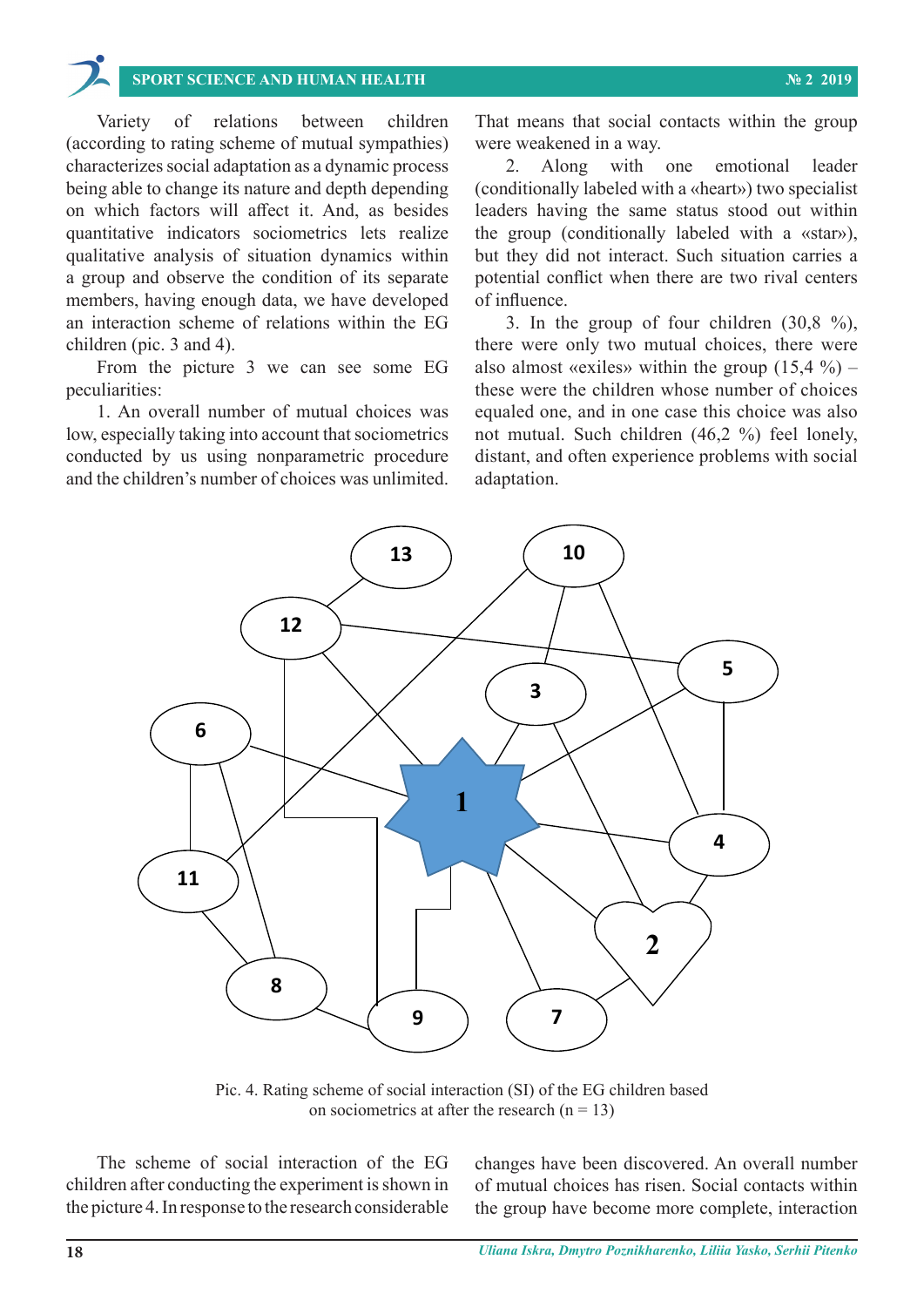Variety of relations between children (according to rating scheme of mutual sympathies) characterizes social adaptation as a dynamic process being able to change its nature and depth depending on which factors will affect it. And, as besides quantitative indicators sociometrics lets realize qualitative analysis of situation dynamics within a group and observe the condition of its separate members, having enough data, we have developed an interaction scheme of relations within the EG children (pic. 3 and 4).

From the picture 3 we can see some EG peculiarities:

1. An overall number of mutual choices was low, especially taking into account that sociometrics conducted by us using nonparametric procedure and the children's number of choices was unlimited. That means that social contacts within the group were weakened in a way.

2. Along with one emotional leader (conditionally labeled with a «heart») two specialist leaders having the same status stood out within the group (conditionally labeled with a «star»), but they did not interact. Such situation carries a potential conflict when there are two rival centers of influence.

3. In the group of four children (30,8 %), there were only two mutual choices, there were also almost «exiles» within the group (15,4 %) – these were the children whose number of choices equaled one, and in one case this choice was also not mutual. Such children (46,2 %) feel lonely, distant, and often experience problems with social adaptation.

Pic. 4. Rating scheme of social interaction (SI) of the EG children based on sociometrics at after the research (n = 13)

The scheme of social interaction of the EG children after conducting the experiment is shown in the picture 4. In response to the research considerable changes have been discovered. An overall number of mutual choices has risen. Social contacts within the group have become more complete, interaction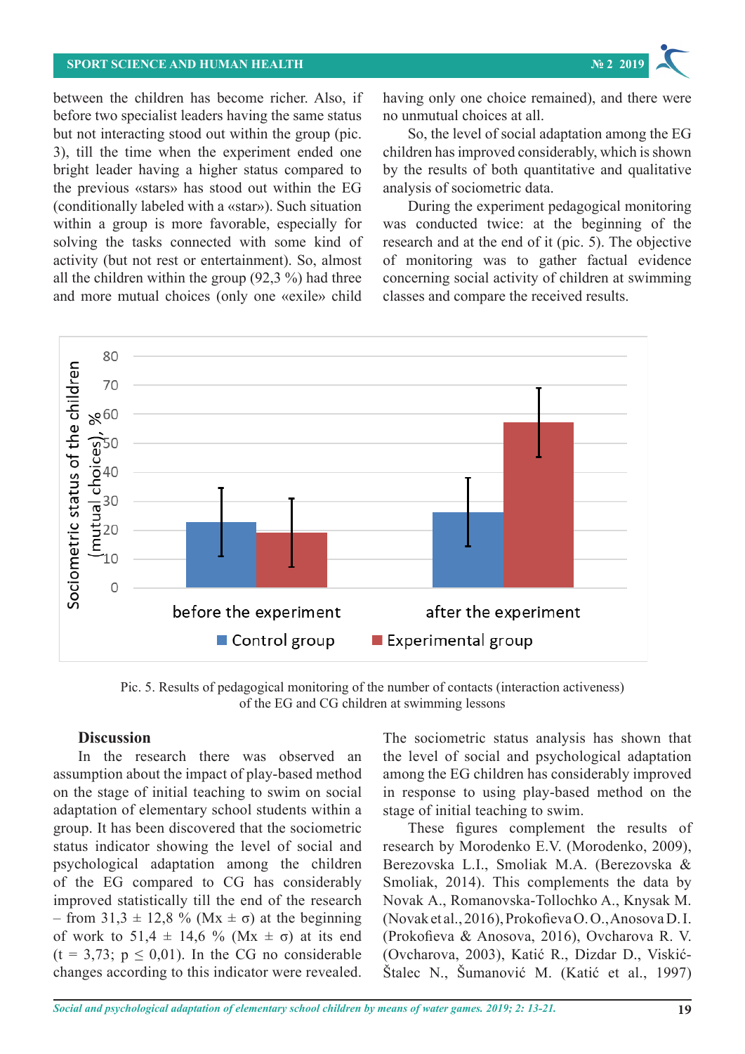between the children has become richer. Also, if before two specialist leaders having the same status but not interacting stood out within the group (pic. 3), till the time when the experiment ended one bright leader having a higher status compared to the previous «stars» has stood out within the EG (conditionally labeled with a «star»). Such situation within a group is more favorable, especially for solving the tasks connected with some kind of activity (but not rest or entertainment). So, almost all the children within the group (92,3 %) had three and more mutual choices (only one «exile» child having only one choice remained), and there were no unmutual choices at all.

So, the level of social adaptation among the EG children has improved considerably, which is shown by the results of both quantitative and qualitative analysis of sociometric data.

During the experiment pedagogical monitoring was conducted twice: at the beginning of the research and at the end of it (pic. 5). The objective of monitoring was to gather factual evidence concerning social activity of children at swimming classes and compare the received results.

Pic. 5. Results of pedagogical monitoring of the number of contacts (interaction activeness) of the EG and CG children at swimming lessons

## Discussion

In the research there was observed an assumption about the impact of play-based method on the stage of initial teaching to swim on social adaptation of elementary school students within a group. It has been discovered that the sociometric status indicator showing the level of social and psychological adaptation among the children of the EG compared to CG has considerably improved statistically till the end of the research – from 31,3 ± 12,8 % (Mx ± σ) at the beginning of work to 51,4 ± 14,6 % (Mx ± σ) at its end (t = 3,73; p ≤ 0,01). In the CG no considerable changes according to this indicator were revealed. The sociometric status analysis has shown that the level of social and psychological adaptation among the EG children has considerably improved in response to using play-based method on the stage of initial teaching to swim.

These figures complement the results of research by Morodenko E.V. (Morodenko, 2009), Berezovska L.I., Smoliak M.A. (Berezovska & Smoliak, 2014). This complements the data by Novak A., Romanovska-Tollochko A., Knysak M. (Novak et al., 2016), Prokofieva O. O., Anosova D. I. (Prokofieva & Anosova, 2016), Ovcharova R. V. (Ovcharova, 2003), Katić R., Dizdar D., Viskić-Štalec N., Šumanović M. (Katić et al., 1997)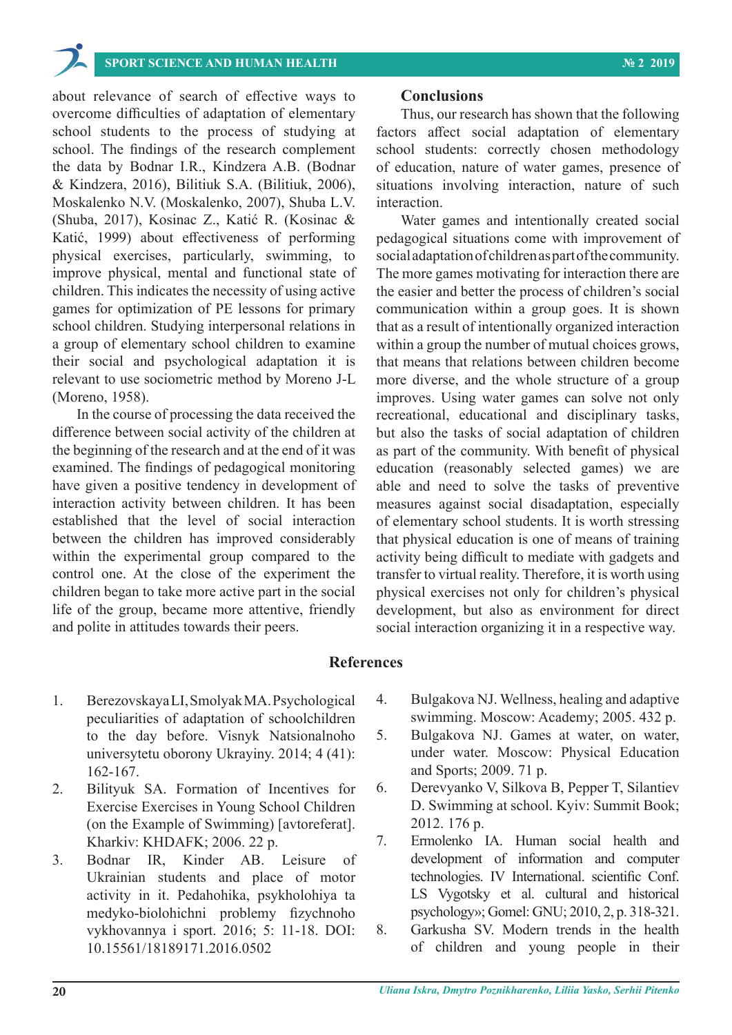about relevance of search of effective ways to overcome difficulties of adaptation of elementary school students to the process of studying at school. The findings of the research complement the data by Bodnar I.R., Kindzera A.B. (Bodnar & Kindzera, 2016), Bilitiuk S.A. (Bilitiuk, 2006), Moskalenko N.V. (Moskalenko, 2007), Shuba L.V. (Shuba, 2017), Kosinac Z., Katić R. (Kosinac & Katić, 1999) about effectiveness of performing physical exercises, particularly, swimming, to improve physical, mental and functional state of children. This indicates the necessity of using active games for optimization of PE lessons for primary school children. Studying interpersonal relations in a group of elementary school children to examine their social and psychological adaptation it is relevant to use sociometric method by Moreno J-L (Moreno, 1958).

In the course of processing the data received the difference between social activity of the children at the beginning of the research and at the end of it was examined. The findings of pedagogical monitoring have given a positive tendency in development of interaction activity between children. It has been established that the level of social interaction between the children has improved considerably within the experimental group compared to the control one. At the close of the experiment the children began to take more active part in the social life of the group, became more attentive, friendly and polite in attitudes towards their peers.

## Conclusions

Thus, our research has shown that the following factors affect social adaptation of elementary school students: correctly chosen methodology of education, nature of water games, presence of situations involving interaction, nature of such interaction.

Water games and intentionally created social pedagogical situations come with improvement of social adaptation of children as part of the community. The more games motivating for interaction there are the easier and better the process of children's social communication within a group goes. It is shown that as a result of intentionally organized interaction within a group the number of mutual choices grows, that means that relations between children become more diverse, and the whole structure of a group improves. Using water games can solve not only recreational, educational and disciplinary tasks, but also the tasks of social adaptation of children as part of the community. With benefit of physical education (reasonably selected games) we are able and need to solve the tasks of preventive measures against social disadaptation, especially of elementary school students. It is worth stressing that physical education is one of means of training activity being difficult to mediate with gadgets and transfer to virtual reality. Therefore, it is worth using physical exercises not only for children's physical development, but also as environment for direct social interaction organizing it in a respective way.

## References

1. Berezovskaya LI, Smolyak MA. Psychological peculiarities of adaptation of schoolchildren to the day before. Visnyk Natsionalnoho universytetu oborony Ukrayiny. 2014; 4 (41): 162-167.
2. Bilityuk SA. Formation of Incentives for Exercise Exercises in Young School Children (on the Example of Swimming) [avtoreferat]. Kharkiv: KHDAFK; 2006. 22 p.
3. Bodnar IR, Kinder AB. Leisure of Ukrainian students and place of motor activity in it. Pedahohika, psykholohiya ta medyko-biolohichni problemy fizychnoho vykhovannya i sport. 2016; 5: 11-18. DOI: 10.15561/18189171.2016.0502
4. Bulgakova NJ. Wellness, healing and adaptive swimming. Moscow: Academy; 2005. 432 p.
5. Bulgakova NJ. Games at water, on water, under water. Moscow: Physical Education and Sports; 2009. 71 p.
6. Derevyanko V, Silkova B, Pepper T, Silantiev D. Swimming at school. Kyiv: Summit Book; 2012. 176 p.
7. Ermolenko IA. Human social health and development of information and computer technologies. IV International. scientific Conf. LS Vygotsky et al. cultural and historical psychology»; Gomel: GNU; 2010, 2, p. 318-321.
8. Garkusha SV. Modern trends in the health of children and young people in their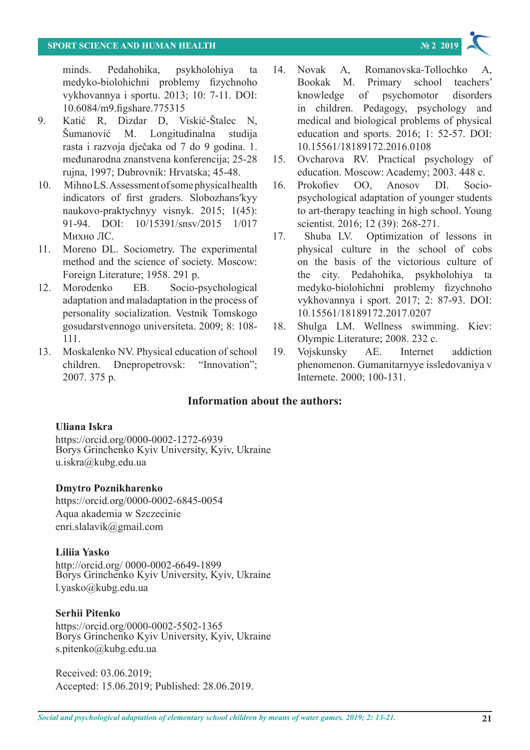minds. Pedahohika, psykholohiya ta medyko-biolohichni problemy fizychnoho vykhovannya i sportu. 2013; 10: 7-11. DOI: 10.6084/m9.figshare.775315

9. Katić R, Dizdar D, Viskić-Štalec N, Šumanović M. Longitudinalna studija rasta i razvoja dječaka od 7 do 9 godina. 1. međunarodna znanstvena konferencija; 25-28 rujna, 1997; Dubrovnik: Hrvatska; 45-48.
10. Mihno LS. Assessment of some physical health indicators of first graders. Slobozhans′kyy naukovo-praktychnyy visnyk. 2015; 1(45): 91-94. DOI: 10/15391/snsv/2015 1/017 Михно ЛС.
11. Moreno DL. Sociometry. The experimental method and the science of society. Moscow: Foreign Literature; 1958. 291 p.
12. Morodenko EB. Socio-psychological adaptation and maladaptation in the process of personality socialization. Vestnik Tomskogo gosudarstvennogo universiteta. 2009; 8: 108-111.
13. Moskalenko NV. Physical education of school children. Dnepropetrovsk: "Innovation"; 2007. 375 p.
14. Novak A, Romanovska-Tollochko A, Bookak M. Primary school teachers' knowledge of psychomotor disorders in children. Pedagogy, psychology and medical and biological problems of physical education and sports. 2016; 1: 52-57. DOI: 10.15561/18189172.2016.0108
15. Ovcharova RV. Practical psychology of education. Moscow: Academy; 2003. 448 c.
16. Prokofiev OO, Anosov DI. Socio-psychological adaptation of younger students to art-therapy teaching in high school. Young scientist. 2016; 12 (39): 268-271.
17. Shuba LV. Optimization of lessons in physical culture in the school of cobs on the basis of the victorious culture of the city. Pedahohika, psykholohiya ta medyko-biolohichni problemy fizychnoho vykhovannya i sport. 2017; 2: 87-93. DOI: 10.15561/18189172.2017.0207
18. Shulga LM. Wellness swimming. Kiev: Olympic Literature; 2008. 232 c.
19. Vojskunsky AE. Internet addiction phenomenon. Gumanitarnyye issledovaniya v Internete. 2000; 100-131.

## Information about the authors:

**Uliana Iskra**
https://orcid.org/0000-0002-1272-6939
Borys Grinchenko Kyiv University, Kyiv, Ukraine
u.iskra@kubg.edu.ua

**Dmytro Poznikharenko**
https://orcid.org/0000-0002-6845-0054
Aqua akademia w Szczecinie
enri.slalavik@gmail.com

**Liliia Yasko**
http://orcid.org/ 0000-0002-6649-1899
Borys Grinchenko Kyiv University, Kyiv, Ukraine
l.yasko@kubg.edu.ua

**Serhii Pitenko**
https://orcid.org/0000-0002-5502-1365
Borys Grinchenko Kyiv University, Kyiv, Ukraine
s.pitenko@kubg.edu.ua

Received: 03.06.2019;
Accepted: 15.06.2019; Published: 28.06.2019.